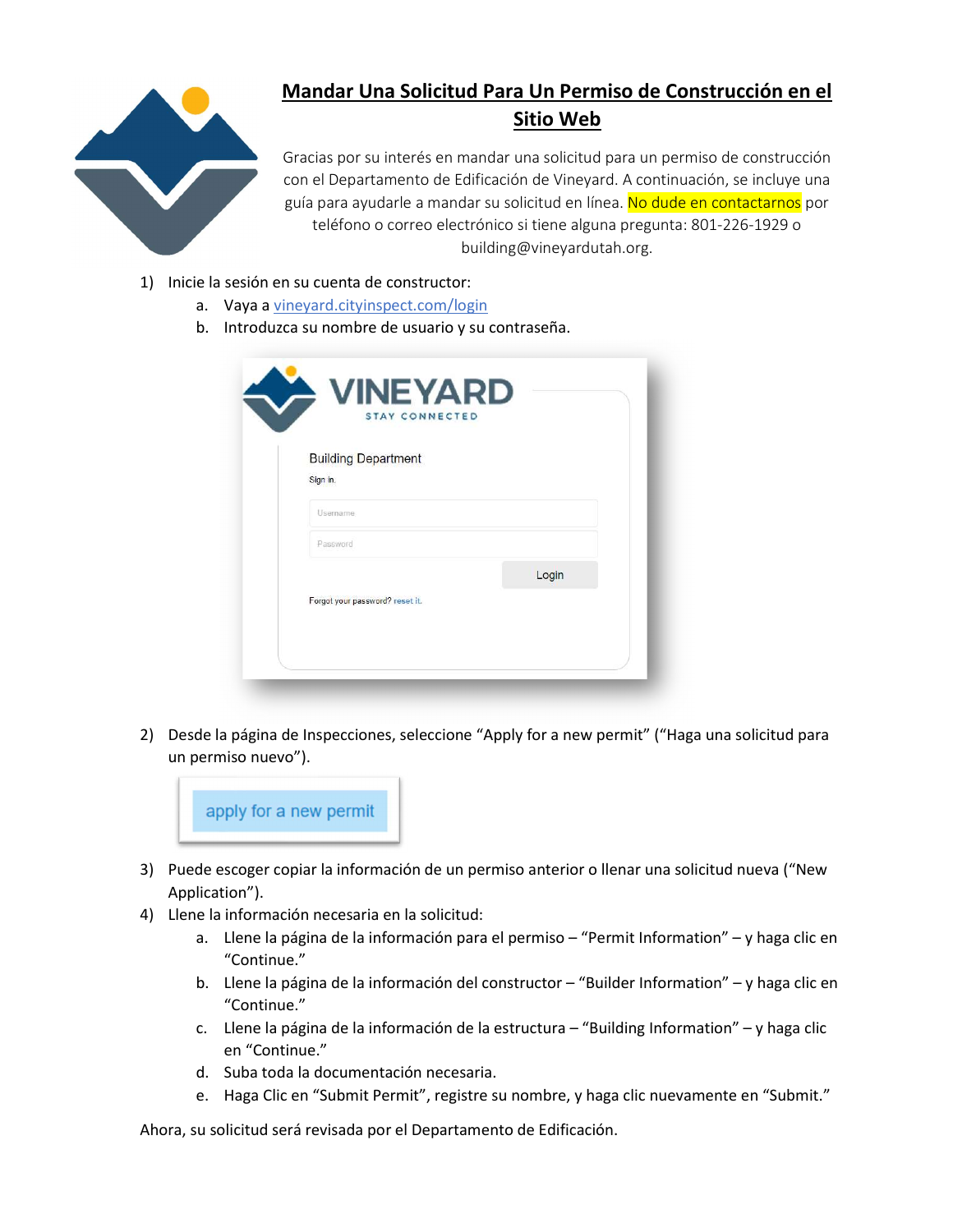# Mandar Una Solicitud Para Un Permiso de Construcción en el Sitio Web

Gracias por su interés en mandar una solicitud para un permiso de construcción con el Departamento de Edificación de Vineyard. A continuación, se incluye una guía para ayudarle a mandar su solicitud en línea. No dude en contactarnos por teléfono o correo electrónico si tiene alguna pregunta: 801-226-1929 o building@vineyardutah.org.

1) Inicie la sesión en su cuenta de constructor:
   a. Vaya a vineyard.cityinspect.com/login
   b. Introduzca su nombre de usuario y su contraseña.

2) Desde la página de Inspecciones, seleccione "Apply for a new permit" ("Haga una solicitud para un permiso nuevo").

3) Puede escoger copiar la información de un permiso anterior o llenar una solicitud nueva ("New Application").

4) Llene la información necesaria en la solicitud:
   a. Llene la página de la información para el permiso – "Permit Information" – y haga clic en "Continue."
   b. Llene la página de la información del constructor – "Builder Information" – y haga clic en "Continue."
   c. Llene la página de la información de la estructura – "Building Information" – y haga clic en "Continue."
   d. Suba toda la documentación necesaria.
   e. Haga Clic en "Submit Permit", registre su nombre, y haga clic nuevamente en "Submit."

Ahora, su solicitud será revisada por el Departamento de Edificación.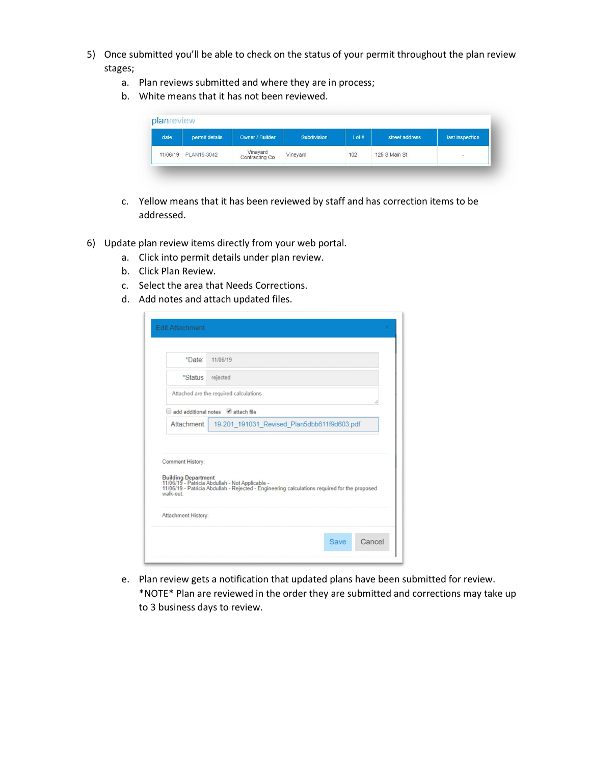5) Once submitted you'll be able to check on the status of your permit throughout the plan review stages;
   a. Plan reviews submitted and where they are in process;
   b. White means that it has not been reviewed.

planreview

| date | permit details | Owner / Builder | Subdivision | Lot # | street address | last inspection |
|---|---|---|---|---|---|---|
| 11/06/19 | PLAN19-3042 | Vineyard Contracting Co | Vineyard | 102 | 125 S Main St | - |

   c. Yellow means that it has been reviewed by staff and has correction items to be addressed.

6) Update plan review items directly from your web portal.
   a. Click into permit details under plan review.
   b. Click Plan Review.
   c. Select the area that Needs Corrections.
   d. Add notes and attach updated files.

Edit Attachment

*Date: 11/06/19

*Status: rejected

Attached are the required calculations.

add additional notes ☑ attach file

Attachment: 19-201_191031_Revised_Plan5dbb611f9d603.pdf

Comment History:

**Building Department**
11/06/19 - Patricia Abdullah - Not Applicable -
11/06/19 - Patricia Abdullah - Rejected - Engineering calculations required for the proposed walk-out.

Attachment History:

Save Cancel

   e. Plan review gets a notification that updated plans have been submitted for review. *NOTE* Plan are reviewed in the order they are submitted and corrections may take up to 3 business days to review.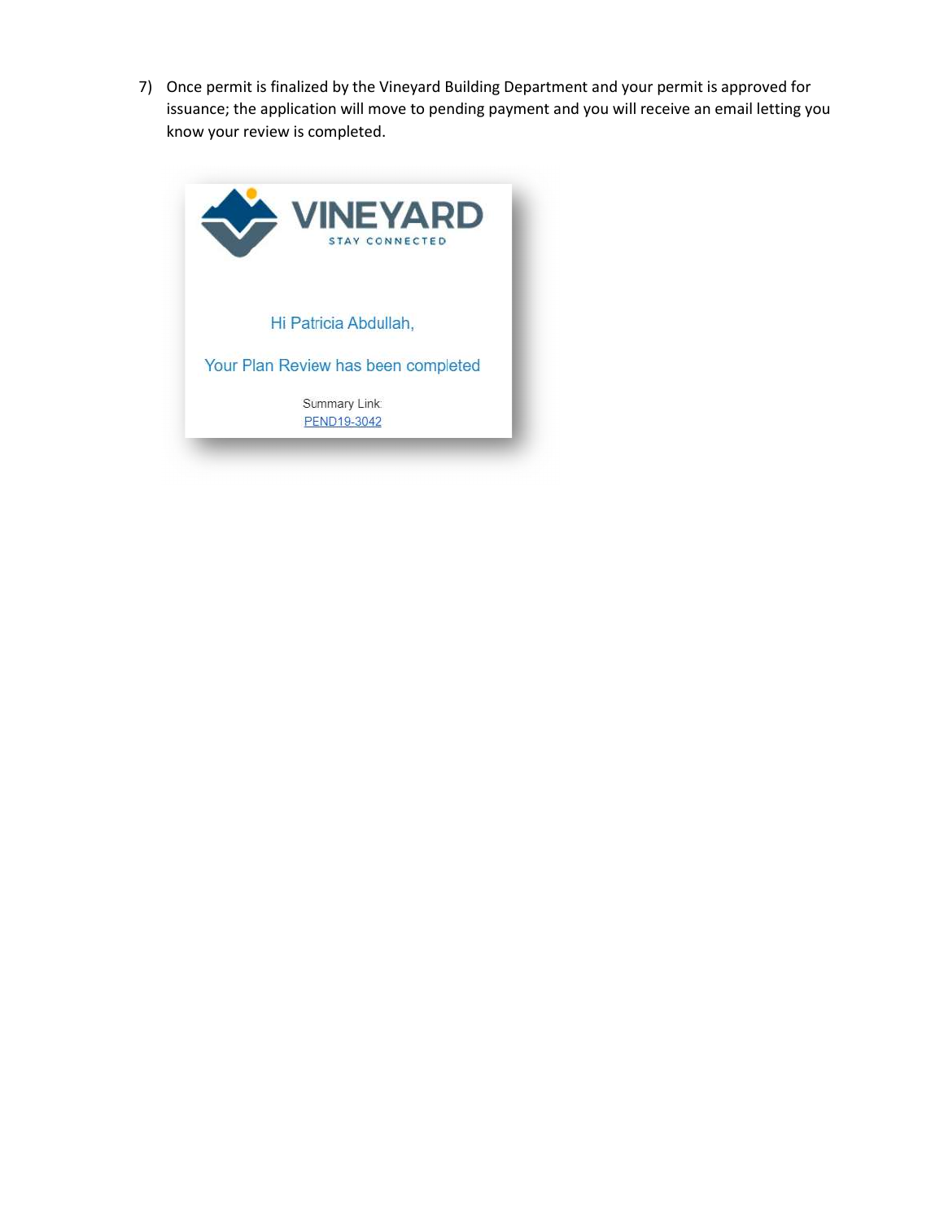7) Once permit is finalized by the Vineyard Building Department and your permit is approved for issuance; the application will move to pending payment and you will receive an email letting you know your review is completed.

VINEYARD
STAY CONNECTED

Hi Patricia Abdullah,

Your Plan Review has been completed

Summary Link:
PEND19-3042